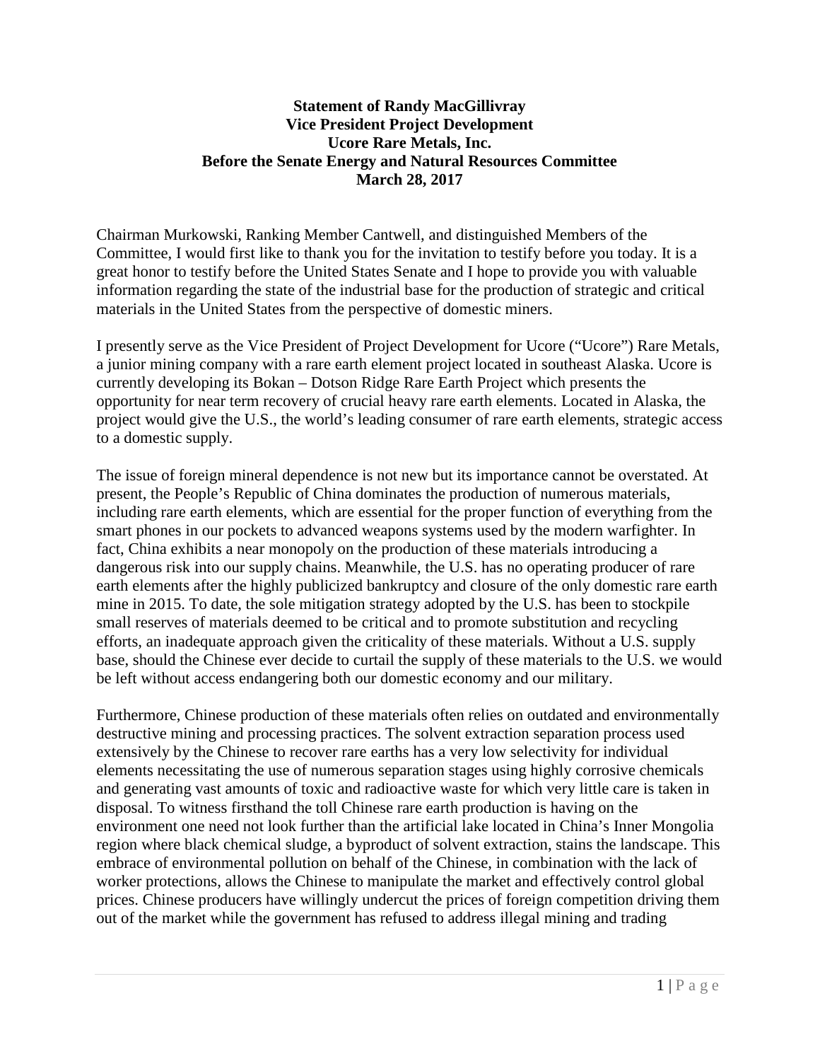**Statement of Randy MacGillivray**
**Vice President Project Development**
**Ucore Rare Metals, Inc.**
**Before the Senate Energy and Natural Resources Committee**
**March 28, 2017**

Chairman Murkowski, Ranking Member Cantwell, and distinguished Members of the Committee, I would first like to thank you for the invitation to testify before you today. It is a great honor to testify before the United States Senate and I hope to provide you with valuable information regarding the state of the industrial base for the production of strategic and critical materials in the United States from the perspective of domestic miners.

I presently serve as the Vice President of Project Development for Ucore ("Ucore") Rare Metals, a junior mining company with a rare earth element project located in southeast Alaska. Ucore is currently developing its Bokan – Dotson Ridge Rare Earth Project which presents the opportunity for near term recovery of crucial heavy rare earth elements. Located in Alaska, the project would give the U.S., the world's leading consumer of rare earth elements, strategic access to a domestic supply.

The issue of foreign mineral dependence is not new but its importance cannot be overstated. At present, the People's Republic of China dominates the production of numerous materials, including rare earth elements, which are essential for the proper function of everything from the smart phones in our pockets to advanced weapons systems used by the modern warfighter. In fact, China exhibits a near monopoly on the production of these materials introducing a dangerous risk into our supply chains. Meanwhile, the U.S. has no operating producer of rare earth elements after the highly publicized bankruptcy and closure of the only domestic rare earth mine in 2015. To date, the sole mitigation strategy adopted by the U.S. has been to stockpile small reserves of materials deemed to be critical and to promote substitution and recycling efforts, an inadequate approach given the criticality of these materials. Without a U.S. supply base, should the Chinese ever decide to curtail the supply of these materials to the U.S. we would be left without access endangering both our domestic economy and our military.

Furthermore, Chinese production of these materials often relies on outdated and environmentally destructive mining and processing practices. The solvent extraction separation process used extensively by the Chinese to recover rare earths has a very low selectivity for individual elements necessitating the use of numerous separation stages using highly corrosive chemicals and generating vast amounts of toxic and radioactive waste for which very little care is taken in disposal. To witness firsthand the toll Chinese rare earth production is having on the environment one need not look further than the artificial lake located in China's Inner Mongolia region where black chemical sludge, a byproduct of solvent extraction, stains the landscape. This embrace of environmental pollution on behalf of the Chinese, in combination with the lack of worker protections, allows the Chinese to manipulate the market and effectively control global prices. Chinese producers have willingly undercut the prices of foreign competition driving them out of the market while the government has refused to address illegal mining and trading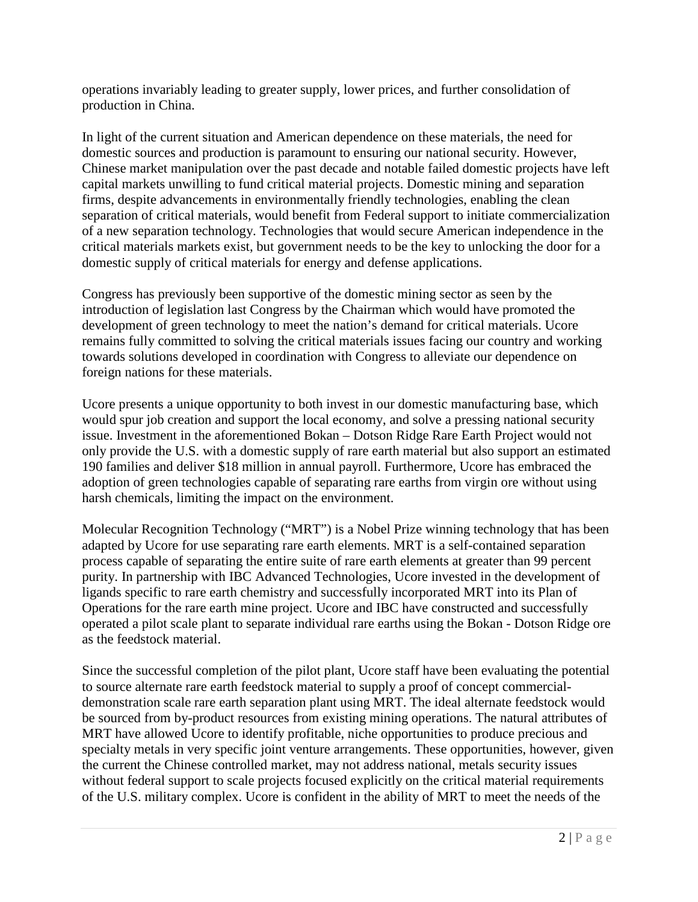operations invariably leading to greater supply, lower prices, and further consolidation of production in China.

In light of the current situation and American dependence on these materials, the need for domestic sources and production is paramount to ensuring our national security. However, Chinese market manipulation over the past decade and notable failed domestic projects have left capital markets unwilling to fund critical material projects. Domestic mining and separation firms, despite advancements in environmentally friendly technologies, enabling the clean separation of critical materials, would benefit from Federal support to initiate commercialization of a new separation technology. Technologies that would secure American independence in the critical materials markets exist, but government needs to be the key to unlocking the door for a domestic supply of critical materials for energy and defense applications.

Congress has previously been supportive of the domestic mining sector as seen by the introduction of legislation last Congress by the Chairman which would have promoted the development of green technology to meet the nation's demand for critical materials. Ucore remains fully committed to solving the critical materials issues facing our country and working towards solutions developed in coordination with Congress to alleviate our dependence on foreign nations for these materials.

Ucore presents a unique opportunity to both invest in our domestic manufacturing base, which would spur job creation and support the local economy, and solve a pressing national security issue. Investment in the aforementioned Bokan – Dotson Ridge Rare Earth Project would not only provide the U.S. with a domestic supply of rare earth material but also support an estimated 190 families and deliver $18 million in annual payroll. Furthermore, Ucore has embraced the adoption of green technologies capable of separating rare earths from virgin ore without using harsh chemicals, limiting the impact on the environment.

Molecular Recognition Technology ("MRT") is a Nobel Prize winning technology that has been adapted by Ucore for use separating rare earth elements. MRT is a self-contained separation process capable of separating the entire suite of rare earth elements at greater than 99 percent purity. In partnership with IBC Advanced Technologies, Ucore invested in the development of ligands specific to rare earth chemistry and successfully incorporated MRT into its Plan of Operations for the rare earth mine project. Ucore and IBC have constructed and successfully operated a pilot scale plant to separate individual rare earths using the Bokan - Dotson Ridge ore as the feedstock material.

Since the successful completion of the pilot plant, Ucore staff have been evaluating the potential to source alternate rare earth feedstock material to supply a proof of concept commercial-demonstration scale rare earth separation plant using MRT. The ideal alternate feedstock would be sourced from by-product resources from existing mining operations. The natural attributes of MRT have allowed Ucore to identify profitable, niche opportunities to produce precious and specialty metals in very specific joint venture arrangements. These opportunities, however, given the current the Chinese controlled market, may not address national, metals security issues without federal support to scale projects focused explicitly on the critical material requirements of the U.S. military complex. Ucore is confident in the ability of MRT to meet the needs of the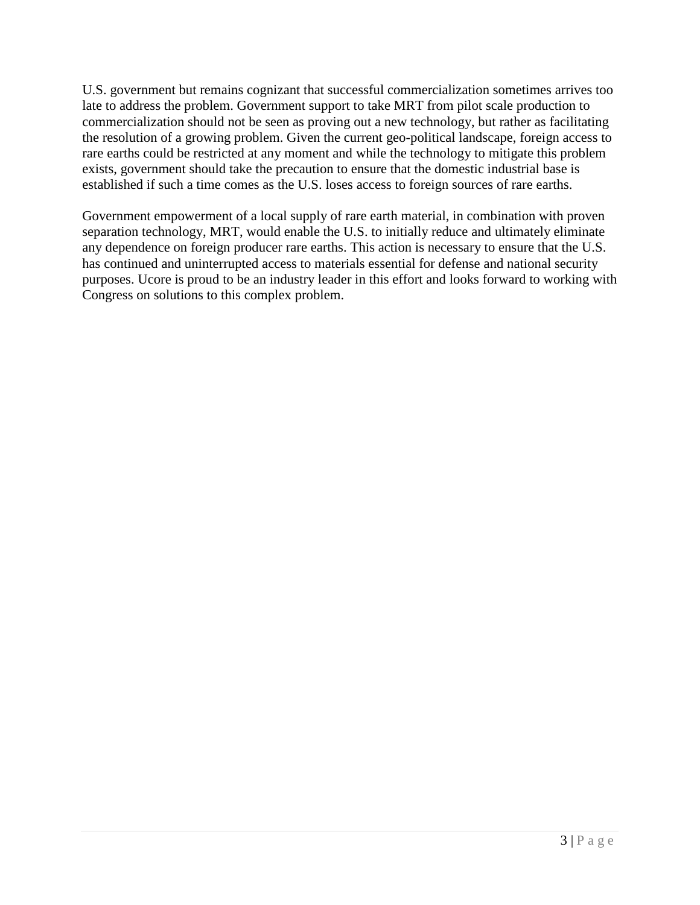U.S. government but remains cognizant that successful commercialization sometimes arrives too late to address the problem. Government support to take MRT from pilot scale production to commercialization should not be seen as proving out a new technology, but rather as facilitating the resolution of a growing problem. Given the current geo-political landscape, foreign access to rare earths could be restricted at any moment and while the technology to mitigate this problem exists, government should take the precaution to ensure that the domestic industrial base is established if such a time comes as the U.S. loses access to foreign sources of rare earths.

Government empowerment of a local supply of rare earth material, in combination with proven separation technology, MRT, would enable the U.S. to initially reduce and ultimately eliminate any dependence on foreign producer rare earths. This action is necessary to ensure that the U.S. has continued and uninterrupted access to materials essential for defense and national security purposes. Ucore is proud to be an industry leader in this effort and looks forward to working with Congress on solutions to this complex problem.